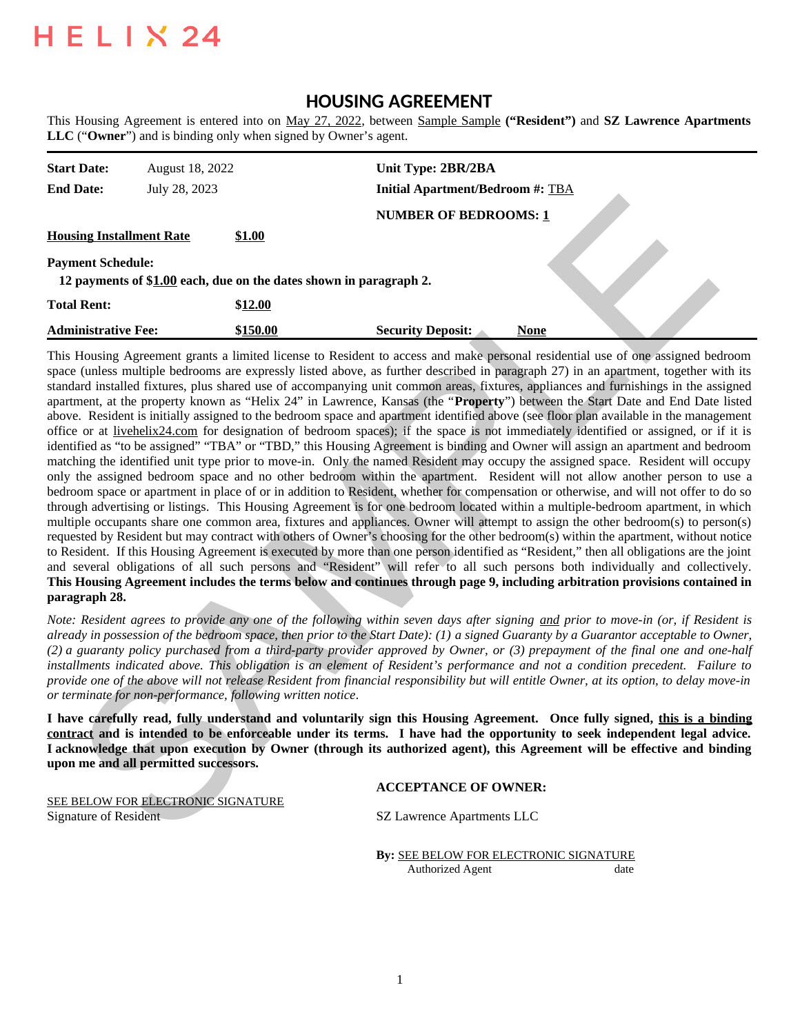HELIX 24

# HOUSING AGREEMENT

This Housing Agreement is entered into on May 27, 2022, between Sample Sample **("Resident")** and **SZ Lawrence Apartments LLC** ("**Owner**") and is binding only when signed by Owner's agent.

| | | | |
|---|---|---|---|
| **Start Date:** | August 18, 2022 | **Unit Type: 2BR/2BA** | |
| **End Date:** | July 28, 2023 | **Initial Apartment/Bedroom #:** TBA | |
| | | **NUMBER OF BEDROOMS: 1** | |
| **Housing Installment Rate** | **$1.00** | | |

**Payment Schedule:**

**12 payments of $1.00 each, due on the dates shown in paragraph 2.**

| | | | |
|---|---|---|---|
| **Total Rent:** | **$12.00** | | |
| **Administrative Fee:** | **$150.00** | **Security Deposit:** | **None** |

This Housing Agreement grants a limited license to Resident to access and make personal residential use of one assigned bedroom space (unless multiple bedrooms are expressly listed above, as further described in paragraph 27) in an apartment, together with its standard installed fixtures, plus shared use of accompanying unit common areas, fixtures, appliances and furnishings in the assigned apartment, at the property known as "Helix 24" in Lawrence, Kansas (the "**Property**") between the Start Date and End Date listed above. Resident is initially assigned to the bedroom space and apartment identified above (see floor plan available in the management office or at livehelix24.com for designation of bedroom spaces); if the space is not immediately identified or assigned, or if it is identified as "to be assigned" "TBA" or "TBD," this Housing Agreement is binding and Owner will assign an apartment and bedroom matching the identified unit type prior to move-in. Only the named Resident may occupy the assigned space. Resident will occupy only the assigned bedroom space and no other bedroom within the apartment. Resident will not allow another person to use a bedroom space or apartment in place of or in addition to Resident, whether for compensation or otherwise, and will not offer to do so through advertising or listings. This Housing Agreement is for one bedroom located within a multiple-bedroom apartment, in which multiple occupants share one common area, fixtures and appliances. Owner will attempt to assign the other bedroom(s) to person(s) requested by Resident but may contract with others of Owner's choosing for the other bedroom(s) within the apartment, without notice to Resident. If this Housing Agreement is executed by more than one person identified as "Resident," then all obligations are the joint and several obligations of all such persons and "Resident" will refer to all such persons both individually and collectively. **This Housing Agreement includes the terms below and continues through page 9, including arbitration provisions contained in paragraph 28.**

*Note: Resident agrees to provide any one of the following within seven days after signing and prior to move-in (or, if Resident is already in possession of the bedroom space, then prior to the Start Date): (1) a signed Guaranty by a Guarantor acceptable to Owner, (2) a guaranty policy purchased from a third-party provider approved by Owner, or (3) prepayment of the final one and one-half installments indicated above. This obligation is an element of Resident's performance and not a condition precedent. Failure to provide one of the above will not release Resident from financial responsibility but will entitle Owner, at its option, to delay move-in or terminate for non-performance, following written notice.*

**I have carefully read, fully understand and voluntarily sign this Housing Agreement. Once fully signed, this is a binding contract and is intended to be enforceable under its terms. I have had the opportunity to seek independent legal advice. I acknowledge that upon execution by Owner (through its authorized agent), this Agreement will be effective and binding upon me and all permitted successors.**

SEE BELOW FOR ELECTRONIC SIGNATURE
Signature of Resident

**ACCEPTANCE OF OWNER:**

SZ Lawrence Apartments LLC

**By:** SEE BELOW FOR ELECTRONIC SIGNATURE
Authorized Agent date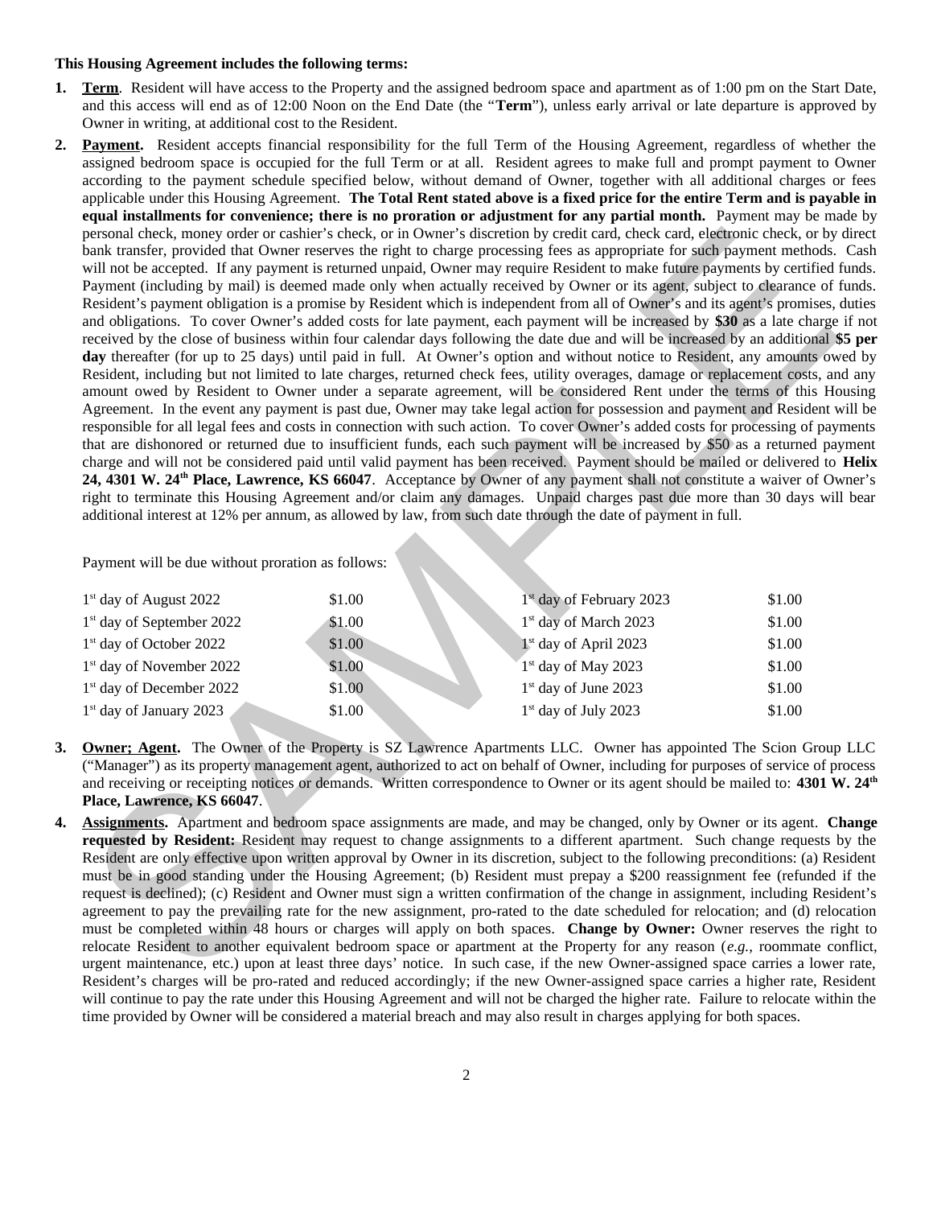**This Housing Agreement includes the following terms:**

1. **Term**. Resident will have access to the Property and the assigned bedroom space and apartment as of 1:00 pm on the Start Date, and this access will end as of 12:00 Noon on the End Date (the "**Term**"), unless early arrival or late departure is approved by Owner in writing, at additional cost to the Resident.

2. **Payment.** Resident accepts financial responsibility for the full Term of the Housing Agreement, regardless of whether the assigned bedroom space is occupied for the full Term or at all. Resident agrees to make full and prompt payment to Owner according to the payment schedule specified below, without demand of Owner, together with all additional charges or fees applicable under this Housing Agreement. **The Total Rent stated above is a fixed price for the entire Term and is payable in equal installments for convenience; there is no proration or adjustment for any partial month.** Payment may be made by personal check, money order or cashier's check, or in Owner's discretion by credit card, check card, electronic check, or by direct bank transfer, provided that Owner reserves the right to charge processing fees as appropriate for such payment methods. Cash will not be accepted. If any payment is returned unpaid, Owner may require Resident to make future payments by certified funds. Payment (including by mail) is deemed made only when actually received by Owner or its agent, subject to clearance of funds. Resident's payment obligation is a promise by Resident which is independent from all of Owner's and its agent's promises, duties and obligations. To cover Owner's added costs for late payment, each payment will be increased by **$30** as a late charge if not received by the close of business within four calendar days following the date due and will be increased by an additional **$5 per day** thereafter (for up to 25 days) until paid in full. At Owner's option and without notice to Resident, any amounts owed by Resident, including but not limited to late charges, returned check fees, utility overages, damage or replacement costs, and any amount owed by Resident to Owner under a separate agreement, will be considered Rent under the terms of this Housing Agreement. In the event any payment is past due, Owner may take legal action for possession and payment and Resident will be responsible for all legal fees and costs in connection with such action. To cover Owner's added costs for processing of payments that are dishonored or returned due to insufficient funds, each such payment will be increased by $50 as a returned payment charge and will not be considered paid until valid payment has been received. Payment should be mailed or delivered to **Helix 24, 4301 W. 24th Place, Lawrence, KS 66047**. Acceptance by Owner of any payment shall not constitute a waiver of Owner's right to terminate this Housing Agreement and/or claim any damages. Unpaid charges past due more than 30 days will bear additional interest at 12% per annum, as allowed by law, from such date through the date of payment in full.

   Payment will be due without proration as follows:

   | | | | |
   |---|---|---|---|
   | 1st day of August 2022 | $1.00 | 1st day of February 2023 | $1.00 |
   | 1st day of September 2022 | $1.00 | 1st day of March 2023 | $1.00 |
   | 1st day of October 2022 | $1.00 | 1st day of April 2023 | $1.00 |
   | 1st day of November 2022 | $1.00 | 1st day of May 2023 | $1.00 |
   | 1st day of December 2022 | $1.00 | 1st day of June 2023 | $1.00 |
   | 1st day of January 2023 | $1.00 | 1st day of July 2023 | $1.00 |

3. **Owner; Agent.** The Owner of the Property is SZ Lawrence Apartments LLC. Owner has appointed The Scion Group LLC ("Manager") as its property management agent, authorized to act on behalf of Owner, including for purposes of service of process and receiving or receipting notices or demands. Written correspondence to Owner or its agent should be mailed to: **4301 W. 24th Place, Lawrence, KS 66047**.

4. **Assignments.** Apartment and bedroom space assignments are made, and may be changed, only by Owner or its agent. **Change requested by Resident:** Resident may request to change assignments to a different apartment. Such change requests by the Resident are only effective upon written approval by Owner in its discretion, subject to the following preconditions: (a) Resident must be in good standing under the Housing Agreement; (b) Resident must prepay a $200 reassignment fee (refunded if the request is declined); (c) Resident and Owner must sign a written confirmation of the change in assignment, including Resident's agreement to pay the prevailing rate for the new assignment, pro-rated to the date scheduled for relocation; and (d) relocation must be completed within 48 hours or charges will apply on both spaces. **Change by Owner:** Owner reserves the right to relocate Resident to another equivalent bedroom space or apartment at the Property for any reason (*e.g.,* roommate conflict, urgent maintenance, etc.) upon at least three days' notice. In such case, if the new Owner-assigned space carries a lower rate, Resident's charges will be pro-rated and reduced accordingly; if the new Owner-assigned space carries a higher rate, Resident will continue to pay the rate under this Housing Agreement and will not be charged the higher rate. Failure to relocate within the time provided by Owner will be considered a material breach and may also result in charges applying for both spaces.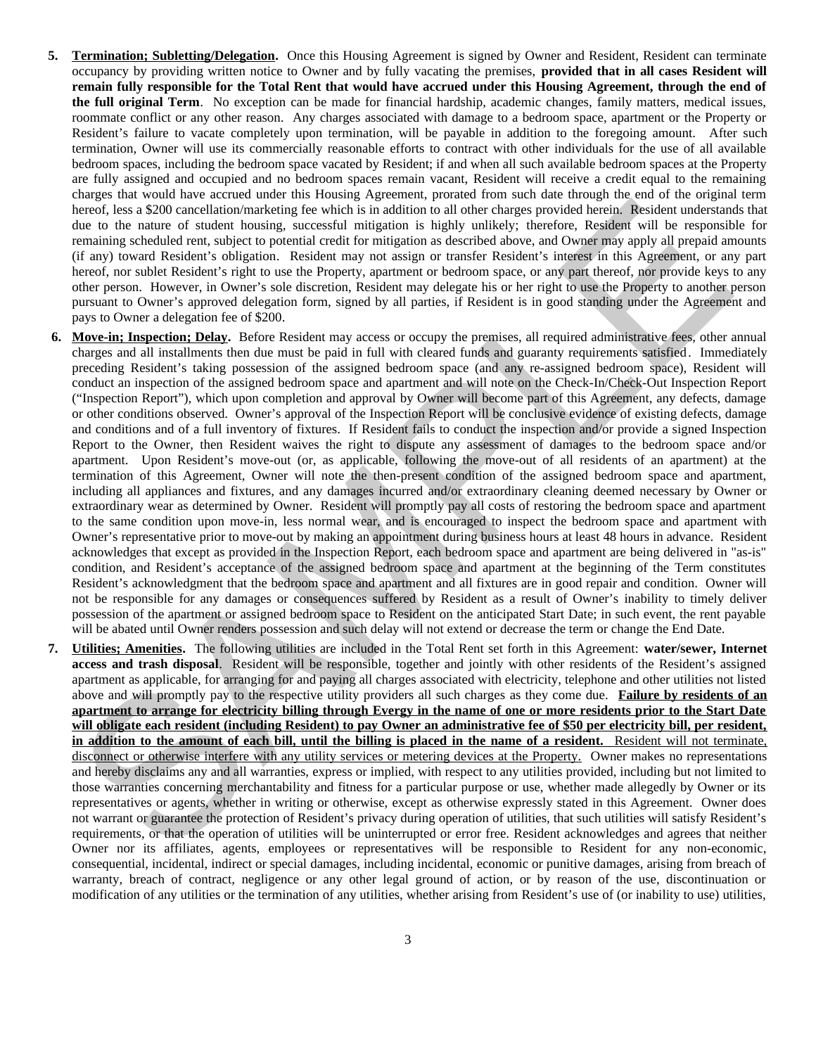5. **Termination; Subletting/Delegation.** Once this Housing Agreement is signed by Owner and Resident, Resident can terminate occupancy by providing written notice to Owner and by fully vacating the premises, **provided that in all cases Resident will remain fully responsible for the Total Rent that would have accrued under this Housing Agreement, through the end of the full original Term**. No exception can be made for financial hardship, academic changes, family matters, medical issues, roommate conflict or any other reason. Any charges associated with damage to a bedroom space, apartment or the Property or Resident's failure to vacate completely upon termination, will be payable in addition to the foregoing amount. After such termination, Owner will use its commercially reasonable efforts to contract with other individuals for the use of all available bedroom spaces, including the bedroom space vacated by Resident; if and when all such available bedroom spaces at the Property are fully assigned and occupied and no bedroom spaces remain vacant, Resident will receive a credit equal to the remaining charges that would have accrued under this Housing Agreement, prorated from such date through the end of the original term hereof, less a $200 cancellation/marketing fee which is in addition to all other charges provided herein. Resident understands that due to the nature of student housing, successful mitigation is highly unlikely; therefore, Resident will be responsible for remaining scheduled rent, subject to potential credit for mitigation as described above, and Owner may apply all prepaid amounts (if any) toward Resident's obligation. Resident may not assign or transfer Resident's interest in this Agreement, or any part hereof, nor sublet Resident's right to use the Property, apartment or bedroom space, or any part thereof, nor provide keys to any other person. However, in Owner's sole discretion, Resident may delegate his or her right to use the Property to another person pursuant to Owner's approved delegation form, signed by all parties, if Resident is in good standing under the Agreement and pays to Owner a delegation fee of $200.

6. **Move-in; Inspection; Delay.** Before Resident may access or occupy the premises, all required administrative fees, other annual charges and all installments then due must be paid in full with cleared funds and guaranty requirements satisfied. Immediately preceding Resident's taking possession of the assigned bedroom space (and any re-assigned bedroom space), Resident will conduct an inspection of the assigned bedroom space and apartment and will note on the Check-In/Check-Out Inspection Report ("Inspection Report"), which upon completion and approval by Owner will become part of this Agreement, any defects, damage or other conditions observed. Owner's approval of the Inspection Report will be conclusive evidence of existing defects, damage and conditions and of a full inventory of fixtures. If Resident fails to conduct the inspection and/or provide a signed Inspection Report to the Owner, then Resident waives the right to dispute any assessment of damages to the bedroom space and/or apartment. Upon Resident's move-out (or, as applicable, following the move-out of all residents of an apartment) at the termination of this Agreement, Owner will note the then-present condition of the assigned bedroom space and apartment, including all appliances and fixtures, and any damages incurred and/or extraordinary cleaning deemed necessary by Owner or extraordinary wear as determined by Owner. Resident will promptly pay all costs of restoring the bedroom space and apartment to the same condition upon move-in, less normal wear, and is encouraged to inspect the bedroom space and apartment with Owner's representative prior to move-out by making an appointment during business hours at least 48 hours in advance. Resident acknowledges that except as provided in the Inspection Report, each bedroom space and apartment are being delivered in "as-is" condition, and Resident's acceptance of the assigned bedroom space and apartment at the beginning of the Term constitutes Resident's acknowledgment that the bedroom space and apartment and all fixtures are in good repair and condition. Owner will not be responsible for any damages or consequences suffered by Resident as a result of Owner's inability to timely deliver possession of the apartment or assigned bedroom space to Resident on the anticipated Start Date; in such event, the rent payable will be abated until Owner renders possession and such delay will not extend or decrease the term or change the End Date.

7. **Utilities; Amenities.** The following utilities are included in the Total Rent set forth in this Agreement: **water/sewer, Internet access and trash disposal**. Resident will be responsible, together and jointly with other residents of the Resident's assigned apartment as applicable, for arranging for and paying all charges associated with electricity, telephone and other utilities not listed above and will promptly pay to the respective utility providers all such charges as they come due. **Failure by residents of an apartment to arrange for electricity billing through Evergy in the name of one or more residents prior to the Start Date will obligate each resident (including Resident) to pay Owner an administrative fee of $50 per electricity bill, per resident, in addition to the amount of each bill, until the billing is placed in the name of a resident.** Resident will not terminate, disconnect or otherwise interfere with any utility services or metering devices at the Property. Owner makes no representations and hereby disclaims any and all warranties, express or implied, with respect to any utilities provided, including but not limited to those warranties concerning merchantability and fitness for a particular purpose or use, whether made allegedly by Owner or its representatives or agents, whether in writing or otherwise, except as otherwise expressly stated in this Agreement. Owner does not warrant or guarantee the protection of Resident's privacy during operation of utilities, that such utilities will satisfy Resident's requirements, or that the operation of utilities will be uninterrupted or error free. Resident acknowledges and agrees that neither Owner nor its affiliates, agents, employees or representatives will be responsible to Resident for any non-economic, consequential, incidental, indirect or special damages, including incidental, economic or punitive damages, arising from breach of warranty, breach of contract, negligence or any other legal ground of action, or by reason of the use, discontinuation or modification of any utilities or the termination of any utilities, whether arising from Resident's use of (or inability to use) utilities,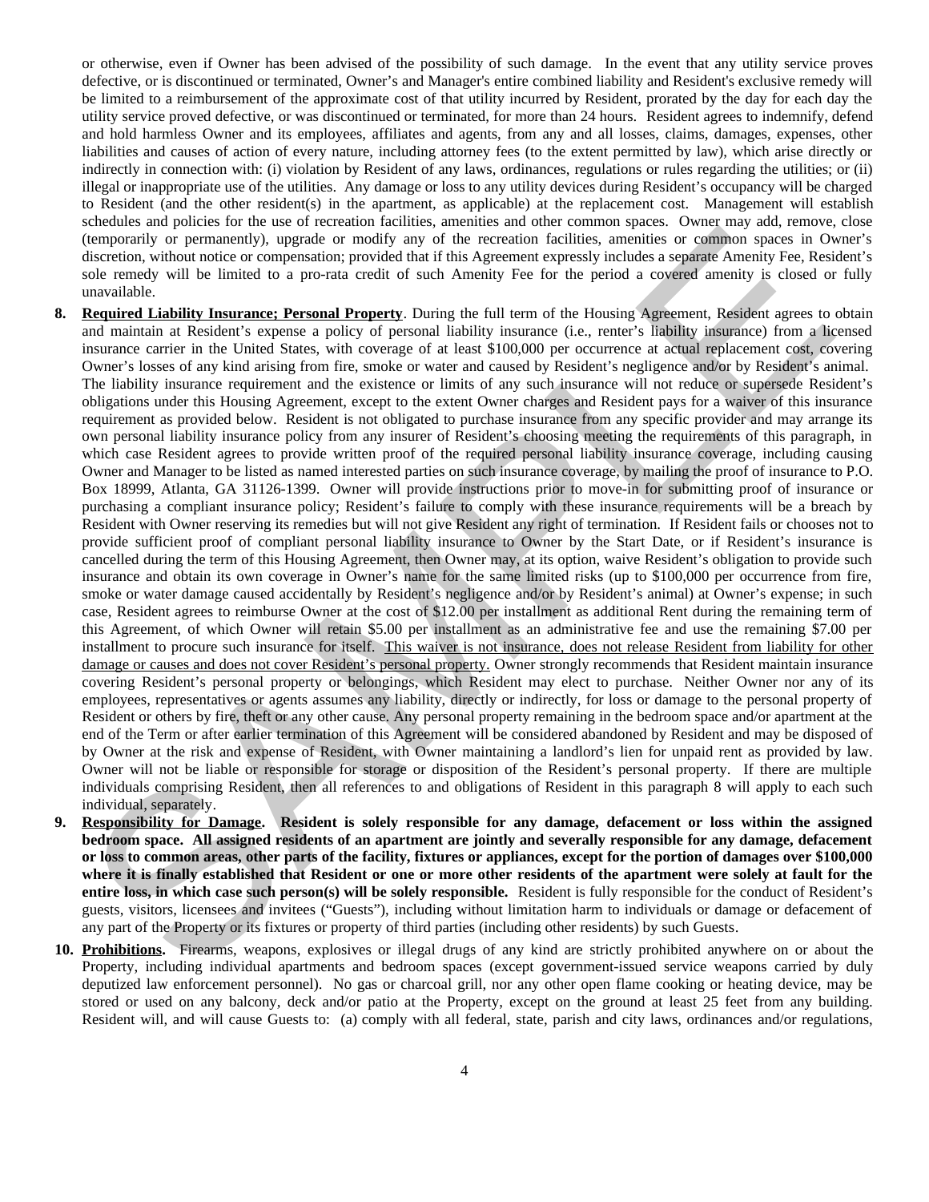or otherwise, even if Owner has been advised of the possibility of such damage. In the event that any utility service proves defective, or is discontinued or terminated, Owner's and Manager's entire combined liability and Resident's exclusive remedy will be limited to a reimbursement of the approximate cost of that utility incurred by Resident, prorated by the day for each day the utility service proved defective, or was discontinued or terminated, for more than 24 hours. Resident agrees to indemnify, defend and hold harmless Owner and its employees, affiliates and agents, from any and all losses, claims, damages, expenses, other liabilities and causes of action of every nature, including attorney fees (to the extent permitted by law), which arise directly or indirectly in connection with: (i) violation by Resident of any laws, ordinances, regulations or rules regarding the utilities; or (ii) illegal or inappropriate use of the utilities. Any damage or loss to any utility devices during Resident's occupancy will be charged to Resident (and the other resident(s) in the apartment, as applicable) at the replacement cost. Management will establish schedules and policies for the use of recreation facilities, amenities and other common spaces. Owner may add, remove, close (temporarily or permanently), upgrade or modify any of the recreation facilities, amenities or common spaces in Owner's discretion, without notice or compensation; provided that if this Agreement expressly includes a separate Amenity Fee, Resident's sole remedy will be limited to a pro-rata credit of such Amenity Fee for the period a covered amenity is closed or fully unavailable.

8. **Required Liability Insurance; Personal Property**. During the full term of the Housing Agreement, Resident agrees to obtain and maintain at Resident's expense a policy of personal liability insurance (i.e., renter's liability insurance) from a licensed insurance carrier in the United States, with coverage of at least $100,000 per occurrence at actual replacement cost, covering Owner's losses of any kind arising from fire, smoke or water and caused by Resident's negligence and/or by Resident's animal. The liability insurance requirement and the existence or limits of any such insurance will not reduce or supersede Resident's obligations under this Housing Agreement, except to the extent Owner charges and Resident pays for a waiver of this insurance requirement as provided below. Resident is not obligated to purchase insurance from any specific provider and may arrange its own personal liability insurance policy from any insurer of Resident's choosing meeting the requirements of this paragraph, in which case Resident agrees to provide written proof of the required personal liability insurance coverage, including causing Owner and Manager to be listed as named interested parties on such insurance coverage, by mailing the proof of insurance to P.O. Box 18999, Atlanta, GA 31126-1399. Owner will provide instructions prior to move-in for submitting proof of insurance or purchasing a compliant insurance policy; Resident's failure to comply with these insurance requirements will be a breach by Resident with Owner reserving its remedies but will not give Resident any right of termination. If Resident fails or chooses not to provide sufficient proof of compliant personal liability insurance to Owner by the Start Date, or if Resident's insurance is cancelled during the term of this Housing Agreement, then Owner may, at its option, waive Resident's obligation to provide such insurance and obtain its own coverage in Owner's name for the same limited risks (up to $100,000 per occurrence from fire, smoke or water damage caused accidentally by Resident's negligence and/or by Resident's animal) at Owner's expense; in such case, Resident agrees to reimburse Owner at the cost of $12.00 per installment as additional Rent during the remaining term of this Agreement, of which Owner will retain $5.00 per installment as an administrative fee and use the remaining $7.00 per installment to procure such insurance for itself. <u>This waiver is not insurance, does not release Resident from liability for other damage or causes and does not cover Resident's personal property.</u> Owner strongly recommends that Resident maintain insurance covering Resident's personal property or belongings, which Resident may elect to purchase. Neither Owner nor any of its employees, representatives or agents assumes any liability, directly or indirectly, for loss or damage to the personal property of Resident or others by fire, theft or any other cause. Any personal property remaining in the bedroom space and/or apartment at the end of the Term or after earlier termination of this Agreement will be considered abandoned by Resident and may be disposed of by Owner at the risk and expense of Resident, with Owner maintaining a landlord's lien for unpaid rent as provided by law. Owner will not be liable or responsible for storage or disposition of the Resident's personal property. If there are multiple individuals comprising Resident, then all references to and obligations of Resident in this paragraph 8 will apply to each such individual, separately.

9. **Responsibility for Damage**. **Resident is solely responsible for any damage, defacement or loss within the assigned bedroom space. All assigned residents of an apartment are jointly and severally responsible for any damage, defacement or loss to common areas, other parts of the facility, fixtures or appliances, except for the portion of damages over $100,000 where it is finally established that Resident or one or more other residents of the apartment were solely at fault for the entire loss, in which case such person(s) will be solely responsible.** Resident is fully responsible for the conduct of Resident's guests, visitors, licensees and invitees ("Guests"), including without limitation harm to individuals or damage or defacement of any part of the Property or its fixtures or property of third parties (including other residents) by such Guests.

10. **Prohibitions**. Firearms, weapons, explosives or illegal drugs of any kind are strictly prohibited anywhere on or about the Property, including individual apartments and bedroom spaces (except government-issued service weapons carried by duly deputized law enforcement personnel). No gas or charcoal grill, nor any other open flame cooking or heating device, may be stored or used on any balcony, deck and/or patio at the Property, except on the ground at least 25 feet from any building. Resident will, and will cause Guests to: (a) comply with all federal, state, parish and city laws, ordinances and/or regulations,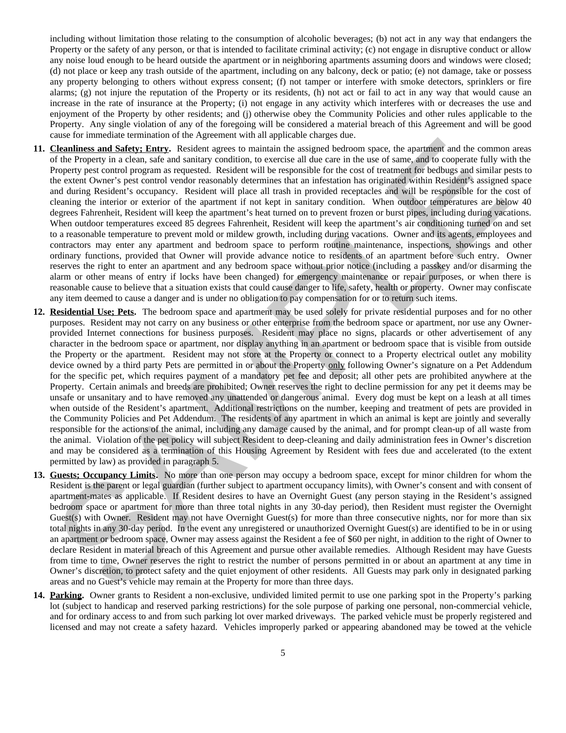including without limitation those relating to the consumption of alcoholic beverages; (b) not act in any way that endangers the Property or the safety of any person, or that is intended to facilitate criminal activity; (c) not engage in disruptive conduct or allow any noise loud enough to be heard outside the apartment or in neighboring apartments assuming doors and windows were closed; (d) not place or keep any trash outside of the apartment, including on any balcony, deck or patio; (e) not damage, take or possess any property belonging to others without express consent; (f) not tamper or interfere with smoke detectors, sprinklers or fire alarms; (g) not injure the reputation of the Property or its residents, (h) not act or fail to act in any way that would cause an increase in the rate of insurance at the Property; (i) not engage in any activity which interferes with or decreases the use and enjoyment of the Property by other residents; and (j) otherwise obey the Community Policies and other rules applicable to the Property. Any single violation of any of the foregoing will be considered a material breach of this Agreement and will be good cause for immediate termination of the Agreement with all applicable charges due.

11. **Cleanliness and Safety; Entry.** Resident agrees to maintain the assigned bedroom space, the apartment and the common areas of the Property in a clean, safe and sanitary condition, to exercise all due care in the use of same, and to cooperate fully with the Property pest control program as requested. Resident will be responsible for the cost of treatment for bedbugs and similar pests to the extent Owner's pest control vendor reasonably determines that an infestation has originated within Resident's assigned space and during Resident's occupancy. Resident will place all trash in provided receptacles and will be responsible for the cost of cleaning the interior or exterior of the apartment if not kept in sanitary condition. When outdoor temperatures are below 40 degrees Fahrenheit, Resident will keep the apartment's heat turned on to prevent frozen or burst pipes, including during vacations. When outdoor temperatures exceed 85 degrees Fahrenheit, Resident will keep the apartment's air conditioning turned on and set to a reasonable temperature to prevent mold or mildew growth, including during vacations. Owner and its agents, employees and contractors may enter any apartment and bedroom space to perform routine maintenance, inspections, showings and other ordinary functions, provided that Owner will provide advance notice to residents of an apartment before such entry. Owner reserves the right to enter an apartment and any bedroom space without prior notice (including a passkey and/or disarming the alarm or other means of entry if locks have been changed) for emergency maintenance or repair purposes, or when there is reasonable cause to believe that a situation exists that could cause danger to life, safety, health or property. Owner may confiscate any item deemed to cause a danger and is under no obligation to pay compensation for or to return such items.

12. **Residential Use; Pets.** The bedroom space and apartment may be used solely for private residential purposes and for no other purposes. Resident may not carry on any business or other enterprise from the bedroom space or apartment, nor use any Owner-provided Internet connections for business purposes. Resident may place no signs, placards or other advertisement of any character in the bedroom space or apartment, nor display anything in an apartment or bedroom space that is visible from outside the Property or the apartment. Resident may not store at the Property or connect to a Property electrical outlet any mobility device owned by a third party Pets are permitted in or about the Property only following Owner's signature on a Pet Addendum for the specific pet, which requires payment of a mandatory pet fee and deposit; all other pets are prohibited anywhere at the Property. Certain animals and breeds are prohibited; Owner reserves the right to decline permission for any pet it deems may be unsafe or unsanitary and to have removed any unattended or dangerous animal. Every dog must be kept on a leash at all times when outside of the Resident's apartment. Additional restrictions on the number, keeping and treatment of pets are provided in the Community Policies and Pet Addendum. The residents of any apartment in which an animal is kept are jointly and severally responsible for the actions of the animal, including any damage caused by the animal, and for prompt clean-up of all waste from the animal. Violation of the pet policy will subject Resident to deep-cleaning and daily administration fees in Owner's discretion and may be considered as a termination of this Housing Agreement by Resident with fees due and accelerated (to the extent permitted by law) as provided in paragraph 5.

13. **Guests; Occupancy Limits.** No more than one person may occupy a bedroom space, except for minor children for whom the Resident is the parent or legal guardian (further subject to apartment occupancy limits), with Owner's consent and with consent of apartment-mates as applicable. If Resident desires to have an Overnight Guest (any person staying in the Resident's assigned bedroom space or apartment for more than three total nights in any 30-day period), then Resident must register the Overnight Guest(s) with Owner. Resident may not have Overnight Guest(s) for more than three consecutive nights, nor for more than six total nights in any 30-day period. In the event any unregistered or unauthorized Overnight Guest(s) are identified to be in or using an apartment or bedroom space, Owner may assess against the Resident a fee of $60 per night, in addition to the right of Owner to declare Resident in material breach of this Agreement and pursue other available remedies. Although Resident may have Guests from time to time, Owner reserves the right to restrict the number of persons permitted in or about an apartment at any time in Owner's discretion, to protect safety and the quiet enjoyment of other residents. All Guests may park only in designated parking areas and no Guest's vehicle may remain at the Property for more than three days.

14. **Parking.** Owner grants to Resident a non-exclusive, undivided limited permit to use one parking spot in the Property's parking lot (subject to handicap and reserved parking restrictions) for the sole purpose of parking one personal, non-commercial vehicle, and for ordinary access to and from such parking lot over marked driveways. The parked vehicle must be properly registered and licensed and may not create a safety hazard. Vehicles improperly parked or appearing abandoned may be towed at the vehicle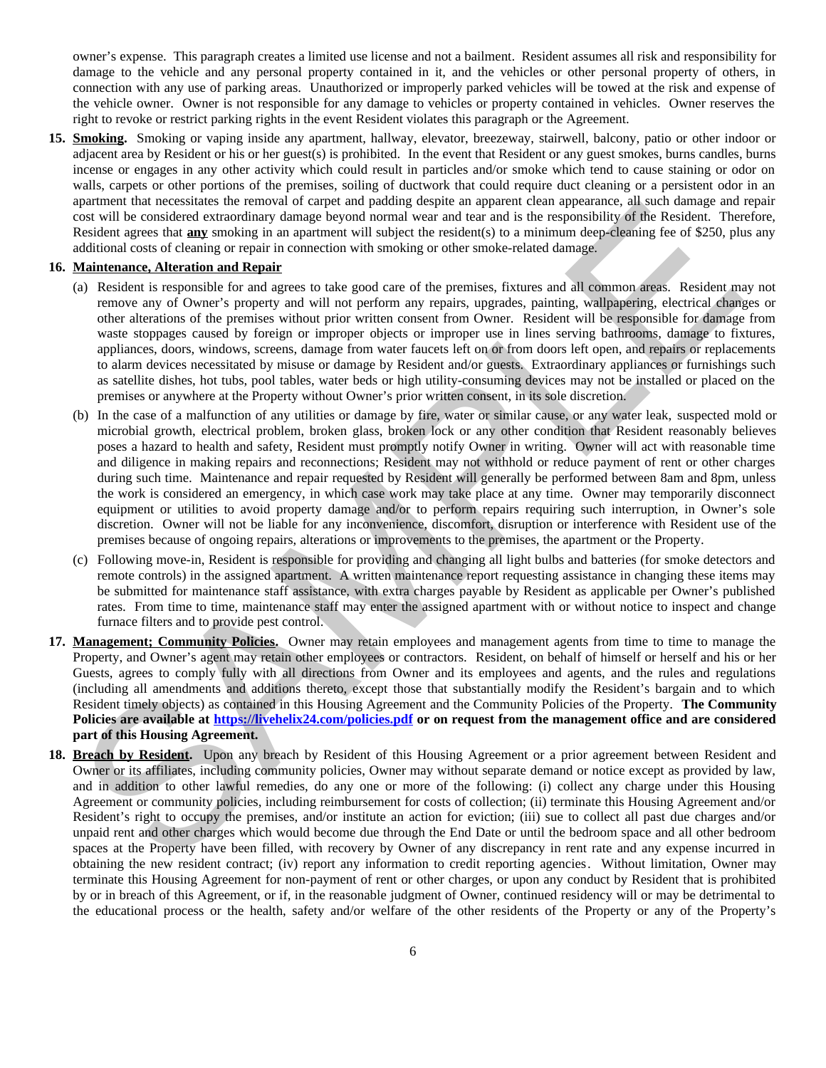owner's expense. This paragraph creates a limited use license and not a bailment. Resident assumes all risk and responsibility for damage to the vehicle and any personal property contained in it, and the vehicles or other personal property of others, in connection with any use of parking areas. Unauthorized or improperly parked vehicles will be towed at the risk and expense of the vehicle owner. Owner is not responsible for any damage to vehicles or property contained in vehicles. Owner reserves the right to revoke or restrict parking rights in the event Resident violates this paragraph or the Agreement.

**15. Smoking.** Smoking or vaping inside any apartment, hallway, elevator, breezeway, stairwell, balcony, patio or other indoor or adjacent area by Resident or his or her guest(s) is prohibited. In the event that Resident or any guest smokes, burns candles, burns incense or engages in any other activity which could result in particles and/or smoke which tend to cause staining or odor on walls, carpets or other portions of the premises, soiling of ductwork that could require duct cleaning or a persistent odor in an apartment that necessitates the removal of carpet and padding despite an apparent clean appearance, all such damage and repair cost will be considered extraordinary damage beyond normal wear and tear and is the responsibility of the Resident. Therefore, Resident agrees that **any** smoking in an apartment will subject the resident(s) to a minimum deep-cleaning fee of $250, plus any additional costs of cleaning or repair in connection with smoking or other smoke-related damage.

**16. Maintenance, Alteration and Repair**

(a) Resident is responsible for and agrees to take good care of the premises, fixtures and all common areas. Resident may not remove any of Owner's property and will not perform any repairs, upgrades, painting, wallpapering, electrical changes or other alterations of the premises without prior written consent from Owner. Resident will be responsible for damage from waste stoppages caused by foreign or improper objects or improper use in lines serving bathrooms, damage to fixtures, appliances, doors, windows, screens, damage from water faucets left on or from doors left open, and repairs or replacements to alarm devices necessitated by misuse or damage by Resident and/or guests. Extraordinary appliances or furnishings such as satellite dishes, hot tubs, pool tables, water beds or high utility-consuming devices may not be installed or placed on the premises or anywhere at the Property without Owner's prior written consent, in its sole discretion.

(b) In the case of a malfunction of any utilities or damage by fire, water or similar cause, or any water leak, suspected mold or microbial growth, electrical problem, broken glass, broken lock or any other condition that Resident reasonably believes poses a hazard to health and safety, Resident must promptly notify Owner in writing. Owner will act with reasonable time and diligence in making repairs and reconnections; Resident may not withhold or reduce payment of rent or other charges during such time. Maintenance and repair requested by Resident will generally be performed between 8am and 8pm, unless the work is considered an emergency, in which case work may take place at any time. Owner may temporarily disconnect equipment or utilities to avoid property damage and/or to perform repairs requiring such interruption, in Owner's sole discretion. Owner will not be liable for any inconvenience, discomfort, disruption or interference with Resident use of the premises because of ongoing repairs, alterations or improvements to the premises, the apartment or the Property.

(c) Following move-in, Resident is responsible for providing and changing all light bulbs and batteries (for smoke detectors and remote controls) in the assigned apartment. A written maintenance report requesting assistance in changing these items may be submitted for maintenance staff assistance, with extra charges payable by Resident as applicable per Owner's published rates. From time to time, maintenance staff may enter the assigned apartment with or without notice to inspect and change furnace filters and to provide pest control.

**17. Management; Community Policies.** Owner may retain employees and management agents from time to time to manage the Property, and Owner's agent may retain other employees or contractors. Resident, on behalf of himself or herself and his or her Guests, agrees to comply fully with all directions from Owner and its employees and agents, and the rules and regulations (including all amendments and additions thereto, except those that substantially modify the Resident's bargain and to which Resident timely objects) as contained in this Housing Agreement and the Community Policies of the Property. **The Community Policies are available at https://livehelix24.com/policies.pdf or on request from the management office and are considered part of this Housing Agreement.**

**18. Breach by Resident.** Upon any breach by Resident of this Housing Agreement or a prior agreement between Resident and Owner or its affiliates, including community policies, Owner may without separate demand or notice except as provided by law, and in addition to other lawful remedies, do any one or more of the following: (i) collect any charge under this Housing Agreement or community policies, including reimbursement for costs of collection; (ii) terminate this Housing Agreement and/or Resident's right to occupy the premises, and/or institute an action for eviction; (iii) sue to collect all past due charges and/or unpaid rent and other charges which would become due through the End Date or until the bedroom space and all other bedroom spaces at the Property have been filled, with recovery by Owner of any discrepancy in rent rate and any expense incurred in obtaining the new resident contract; (iv) report any information to credit reporting agencies. Without limitation, Owner may terminate this Housing Agreement for non-payment of rent or other charges, or upon any conduct by Resident that is prohibited by or in breach of this Agreement, or if, in the reasonable judgment of Owner, continued residency will or may be detrimental to the educational process or the health, safety and/or welfare of the other residents of the Property or any of the Property's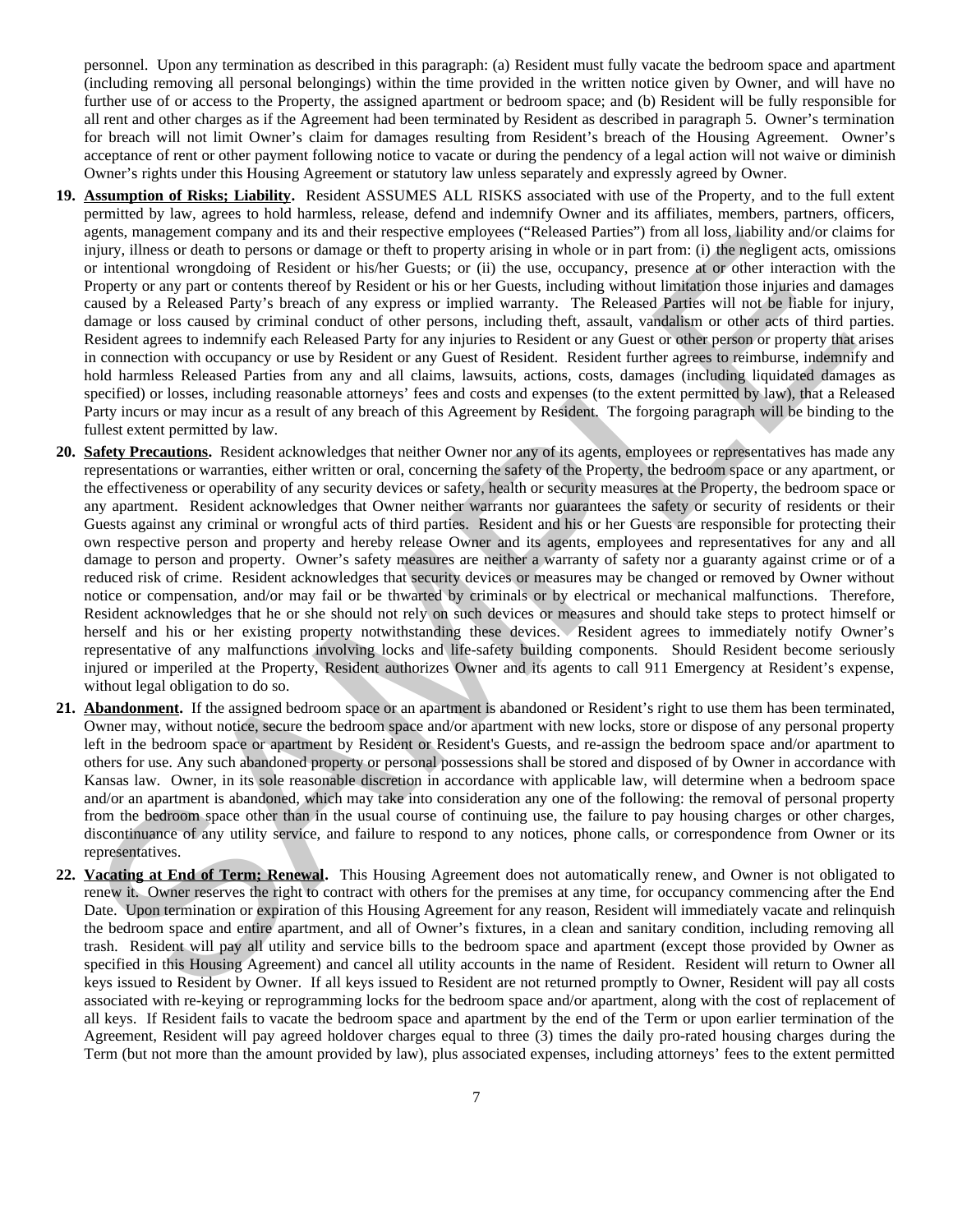personnel. Upon any termination as described in this paragraph: (a) Resident must fully vacate the bedroom space and apartment (including removing all personal belongings) within the time provided in the written notice given by Owner, and will have no further use of or access to the Property, the assigned apartment or bedroom space; and (b) Resident will be fully responsible for all rent and other charges as if the Agreement had been terminated by Resident as described in paragraph 5. Owner's termination for breach will not limit Owner's claim for damages resulting from Resident's breach of the Housing Agreement. Owner's acceptance of rent or other payment following notice to vacate or during the pendency of a legal action will not waive or diminish Owner's rights under this Housing Agreement or statutory law unless separately and expressly agreed by Owner.

**19. Assumption of Risks; Liability.** Resident ASSUMES ALL RISKS associated with use of the Property, and to the full extent permitted by law, agrees to hold harmless, release, defend and indemnify Owner and its affiliates, members, partners, officers, agents, management company and its and their respective employees ("Released Parties") from all loss, liability and/or claims for injury, illness or death to persons or damage or theft to property arising in whole or in part from: (i) the negligent acts, omissions or intentional wrongdoing of Resident or his/her Guests; or (ii) the use, occupancy, presence at or other interaction with the Property or any part or contents thereof by Resident or his or her Guests, including without limitation those injuries and damages caused by a Released Party's breach of any express or implied warranty. The Released Parties will not be liable for injury, damage or loss caused by criminal conduct of other persons, including theft, assault, vandalism or other acts of third parties. Resident agrees to indemnify each Released Party for any injuries to Resident or any Guest or other person or property that arises in connection with occupancy or use by Resident or any Guest of Resident. Resident further agrees to reimburse, indemnify and hold harmless Released Parties from any and all claims, lawsuits, actions, costs, damages (including liquidated damages as specified) or losses, including reasonable attorneys' fees and costs and expenses (to the extent permitted by law), that a Released Party incurs or may incur as a result of any breach of this Agreement by Resident. The forgoing paragraph will be binding to the fullest extent permitted by law.

**20. Safety Precautions.** Resident acknowledges that neither Owner nor any of its agents, employees or representatives has made any representations or warranties, either written or oral, concerning the safety of the Property, the bedroom space or any apartment, or the effectiveness or operability of any security devices or safety, health or security measures at the Property, the bedroom space or any apartment. Resident acknowledges that Owner neither warrants nor guarantees the safety or security of residents or their Guests against any criminal or wrongful acts of third parties. Resident and his or her Guests are responsible for protecting their own respective person and property and hereby release Owner and its agents, employees and representatives for any and all damage to person and property. Owner's safety measures are neither a warranty of safety nor a guaranty against crime or of a reduced risk of crime. Resident acknowledges that security devices or measures may be changed or removed by Owner without notice or compensation, and/or may fail or be thwarted by criminals or by electrical or mechanical malfunctions. Therefore, Resident acknowledges that he or she should not rely on such devices or measures and should take steps to protect himself or herself and his or her existing property notwithstanding these devices. Resident agrees to immediately notify Owner's representative of any malfunctions involving locks and life-safety building components. Should Resident become seriously injured or imperiled at the Property, Resident authorizes Owner and its agents to call 911 Emergency at Resident's expense, without legal obligation to do so.

**21. Abandonment.** If the assigned bedroom space or an apartment is abandoned or Resident's right to use them has been terminated, Owner may, without notice, secure the bedroom space and/or apartment with new locks, store or dispose of any personal property left in the bedroom space or apartment by Resident or Resident's Guests, and re-assign the bedroom space and/or apartment to others for use. Any such abandoned property or personal possessions shall be stored and disposed of by Owner in accordance with Kansas law. Owner, in its sole reasonable discretion in accordance with applicable law, will determine when a bedroom space and/or an apartment is abandoned, which may take into consideration any one of the following: the removal of personal property from the bedroom space other than in the usual course of continuing use, the failure to pay housing charges or other charges, discontinuance of any utility service, and failure to respond to any notices, phone calls, or correspondence from Owner or its representatives.

**22. Vacating at End of Term; Renewal.** This Housing Agreement does not automatically renew, and Owner is not obligated to renew it. Owner reserves the right to contract with others for the premises at any time, for occupancy commencing after the End Date. Upon termination or expiration of this Housing Agreement for any reason, Resident will immediately vacate and relinquish the bedroom space and entire apartment, and all of Owner's fixtures, in a clean and sanitary condition, including removing all trash. Resident will pay all utility and service bills to the bedroom space and apartment (except those provided by Owner as specified in this Housing Agreement) and cancel all utility accounts in the name of Resident. Resident will return to Owner all keys issued to Resident by Owner. If all keys issued to Resident are not returned promptly to Owner, Resident will pay all costs associated with re-keying or reprogramming locks for the bedroom space and/or apartment, along with the cost of replacement of all keys. If Resident fails to vacate the bedroom space and apartment by the end of the Term or upon earlier termination of the Agreement, Resident will pay agreed holdover charges equal to three (3) times the daily pro-rated housing charges during the Term (but not more than the amount provided by law), plus associated expenses, including attorneys' fees to the extent permitted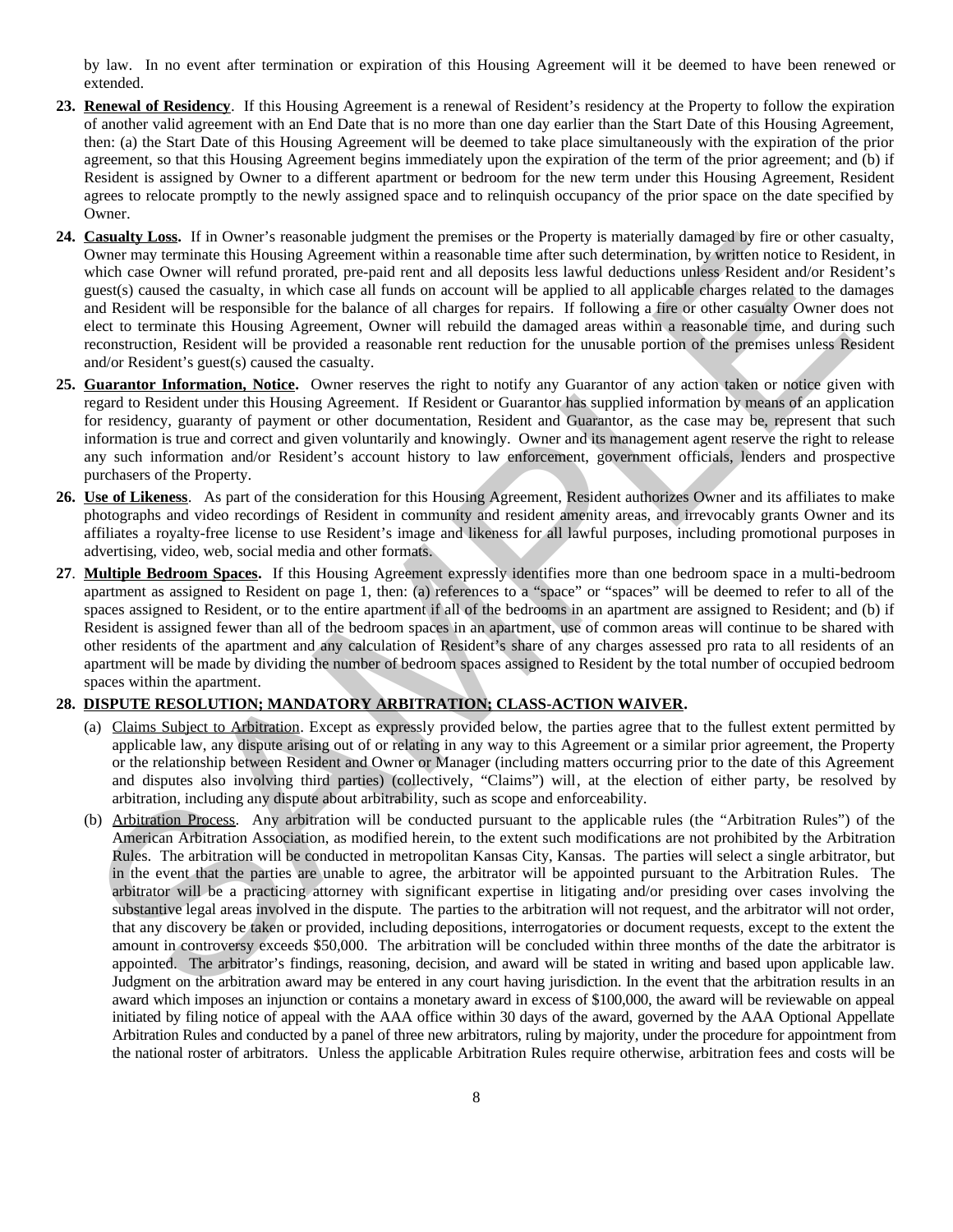by law. In no event after termination or expiration of this Housing Agreement will it be deemed to have been renewed or extended.

**23. Renewal of Residency**. If this Housing Agreement is a renewal of Resident's residency at the Property to follow the expiration of another valid agreement with an End Date that is no more than one day earlier than the Start Date of this Housing Agreement, then: (a) the Start Date of this Housing Agreement will be deemed to take place simultaneously with the expiration of the prior agreement, so that this Housing Agreement begins immediately upon the expiration of the term of the prior agreement; and (b) if Resident is assigned by Owner to a different apartment or bedroom for the new term under this Housing Agreement, Resident agrees to relocate promptly to the newly assigned space and to relinquish occupancy of the prior space on the date specified by Owner.

**24. Casualty Loss.** If in Owner's reasonable judgment the premises or the Property is materially damaged by fire or other casualty, Owner may terminate this Housing Agreement within a reasonable time after such determination, by written notice to Resident, in which case Owner will refund prorated, pre-paid rent and all deposits less lawful deductions unless Resident and/or Resident's guest(s) caused the casualty, in which case all funds on account will be applied to all applicable charges related to the damages and Resident will be responsible for the balance of all charges for repairs. If following a fire or other casualty Owner does not elect to terminate this Housing Agreement, Owner will rebuild the damaged areas within a reasonable time, and during such reconstruction, Resident will be provided a reasonable rent reduction for the unusable portion of the premises unless Resident and/or Resident's guest(s) caused the casualty.

**25. Guarantor Information, Notice.** Owner reserves the right to notify any Guarantor of any action taken or notice given with regard to Resident under this Housing Agreement. If Resident or Guarantor has supplied information by means of an application for residency, guaranty of payment or other documentation, Resident and Guarantor, as the case may be, represent that such information is true and correct and given voluntarily and knowingly. Owner and its management agent reserve the right to release any such information and/or Resident's account history to law enforcement, government officials, lenders and prospective purchasers of the Property.

**26. Use of Likeness**. As part of the consideration for this Housing Agreement, Resident authorizes Owner and its affiliates to make photographs and video recordings of Resident in community and resident amenity areas, and irrevocably grants Owner and its affiliates a royalty-free license to use Resident's image and likeness for all lawful purposes, including promotional purposes in advertising, video, web, social media and other formats.

**27. Multiple Bedroom Spaces.** If this Housing Agreement expressly identifies more than one bedroom space in a multi-bedroom apartment as assigned to Resident on page 1, then: (a) references to a "space" or "spaces" will be deemed to refer to all of the spaces assigned to Resident, or to the entire apartment if all of the bedrooms in an apartment are assigned to Resident; and (b) if Resident is assigned fewer than all of the bedroom spaces in an apartment, use of common areas will continue to be shared with other residents of the apartment and any calculation of Resident's share of any charges assessed pro rata to all residents of an apartment will be made by dividing the number of bedroom spaces assigned to Resident by the total number of occupied bedroom spaces within the apartment.

**28. DISPUTE RESOLUTION; MANDATORY ARBITRATION; CLASS-ACTION WAIVER.**

(a) Claims Subject to Arbitration. Except as expressly provided below, the parties agree that to the fullest extent permitted by applicable law, any dispute arising out of or relating in any way to this Agreement or a similar prior agreement, the Property or the relationship between Resident and Owner or Manager (including matters occurring prior to the date of this Agreement and disputes also involving third parties) (collectively, "Claims") will, at the election of either party, be resolved by arbitration, including any dispute about arbitrability, such as scope and enforceability.

(b) Arbitration Process. Any arbitration will be conducted pursuant to the applicable rules (the "Arbitration Rules") of the American Arbitration Association, as modified herein, to the extent such modifications are not prohibited by the Arbitration Rules. The arbitration will be conducted in metropolitan Kansas City, Kansas. The parties will select a single arbitrator, but in the event that the parties are unable to agree, the arbitrator will be appointed pursuant to the Arbitration Rules. The arbitrator will be a practicing attorney with significant expertise in litigating and/or presiding over cases involving the substantive legal areas involved in the dispute. The parties to the arbitration will not request, and the arbitrator will not order, that any discovery be taken or provided, including depositions, interrogatories or document requests, except to the extent the amount in controversy exceeds $50,000. The arbitration will be concluded within three months of the date the arbitrator is appointed. The arbitrator's findings, reasoning, decision, and award will be stated in writing and based upon applicable law. Judgment on the arbitration award may be entered in any court having jurisdiction. In the event that the arbitration results in an award which imposes an injunction or contains a monetary award in excess of $100,000, the award will be reviewable on appeal initiated by filing notice of appeal with the AAA office within 30 days of the award, governed by the AAA Optional Appellate Arbitration Rules and conducted by a panel of three new arbitrators, ruling by majority, under the procedure for appointment from the national roster of arbitrators. Unless the applicable Arbitration Rules require otherwise, arbitration fees and costs will be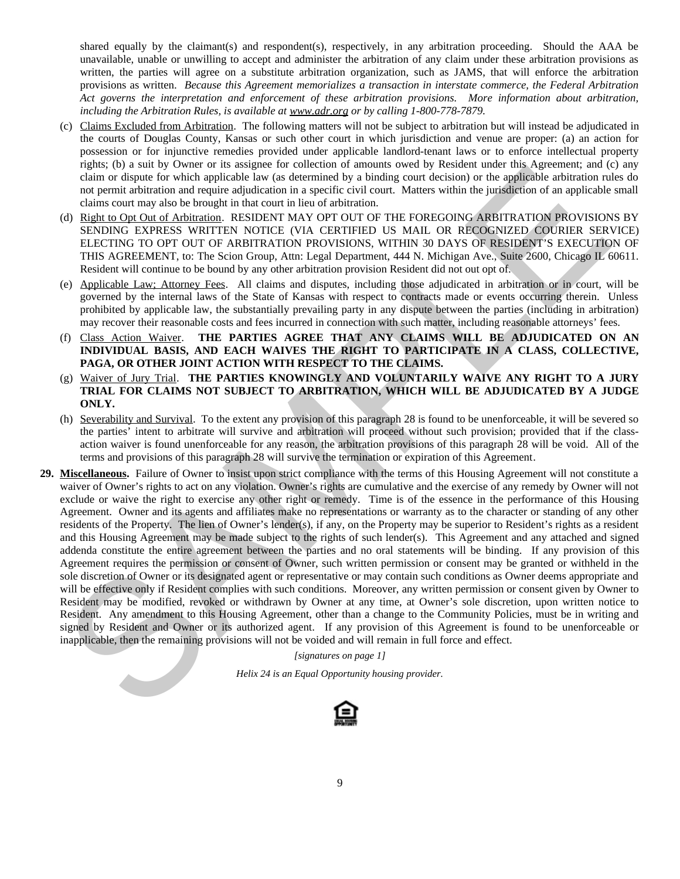shared equally by the claimant(s) and respondent(s), respectively, in any arbitration proceeding. Should the AAA be unavailable, unable or unwilling to accept and administer the arbitration of any claim under these arbitration provisions as written, the parties will agree on a substitute arbitration organization, such as JAMS, that will enforce the arbitration provisions as written. *Because this Agreement memorializes a transaction in interstate commerce, the Federal Arbitration Act governs the interpretation and enforcement of these arbitration provisions. More information about arbitration, including the Arbitration Rules, is available at www.adr.org or by calling 1-800-778-7879.*

(c) Claims Excluded from Arbitration. The following matters will not be subject to arbitration but will instead be adjudicated in the courts of Douglas County, Kansas or such other court in which jurisdiction and venue are proper: (a) an action for possession or for injunctive remedies provided under applicable landlord-tenant laws or to enforce intellectual property rights; (b) a suit by Owner or its assignee for collection of amounts owed by Resident under this Agreement; and (c) any claim or dispute for which applicable law (as determined by a binding court decision) or the applicable arbitration rules do not permit arbitration and require adjudication in a specific civil court. Matters within the jurisdiction of an applicable small claims court may also be brought in that court in lieu of arbitration.

(d) Right to Opt Out of Arbitration. RESIDENT MAY OPT OUT OF THE FOREGOING ARBITRATION PROVISIONS BY SENDING EXPRESS WRITTEN NOTICE (VIA CERTIFIED US MAIL OR RECOGNIZED COURIER SERVICE) ELECTING TO OPT OUT OF ARBITRATION PROVISIONS, WITHIN 30 DAYS OF RESIDENT'S EXECUTION OF THIS AGREEMENT, to: The Scion Group, Attn: Legal Department, 444 N. Michigan Ave., Suite 2600, Chicago IL 60611. Resident will continue to be bound by any other arbitration provision Resident did not out opt of.

(e) Applicable Law; Attorney Fees. All claims and disputes, including those adjudicated in arbitration or in court, will be governed by the internal laws of the State of Kansas with respect to contracts made or events occurring therein. Unless prohibited by applicable law, the substantially prevailing party in any dispute between the parties (including in arbitration) may recover their reasonable costs and fees incurred in connection with such matter, including reasonable attorneys' fees.

(f) Class Action Waiver. **THE PARTIES AGREE THAT ANY CLAIMS WILL BE ADJUDICATED ON AN INDIVIDUAL BASIS, AND EACH WAIVES THE RIGHT TO PARTICIPATE IN A CLASS, COLLECTIVE, PAGA, OR OTHER JOINT ACTION WITH RESPECT TO THE CLAIMS.**

(g) Waiver of Jury Trial. **THE PARTIES KNOWINGLY AND VOLUNTARILY WAIVE ANY RIGHT TO A JURY TRIAL FOR CLAIMS NOT SUBJECT TO ARBITRATION, WHICH WILL BE ADJUDICATED BY A JUDGE ONLY.**

(h) Severability and Survival. To the extent any provision of this paragraph 28 is found to be unenforceable, it will be severed so the parties' intent to arbitrate will survive and arbitration will proceed without such provision; provided that if the class-action waiver is found unenforceable for any reason, the arbitration provisions of this paragraph 28 will be void. All of the terms and provisions of this paragraph 28 will survive the termination or expiration of this Agreement.

**29. Miscellaneous.** Failure of Owner to insist upon strict compliance with the terms of this Housing Agreement will not constitute a waiver of Owner's rights to act on any violation. Owner's rights are cumulative and the exercise of any remedy by Owner will not exclude or waive the right to exercise any other right or remedy. Time is of the essence in the performance of this Housing Agreement. Owner and its agents and affiliates make no representations or warranty as to the character or standing of any other residents of the Property. The lien of Owner's lender(s), if any, on the Property may be superior to Resident's rights as a resident and this Housing Agreement may be made subject to the rights of such lender(s). This Agreement and any attached and signed addenda constitute the entire agreement between the parties and no oral statements will be binding. If any provision of this Agreement requires the permission or consent of Owner, such written permission or consent may be granted or withheld in the sole discretion of Owner or its designated agent or representative or may contain such conditions as Owner deems appropriate and will be effective only if Resident complies with such conditions. Moreover, any written permission or consent given by Owner to Resident may be modified, revoked or withdrawn by Owner at any time, at Owner's sole discretion, upon written notice to Resident. Any amendment to this Housing Agreement, other than a change to the Community Policies, must be in writing and signed by Resident and Owner or its authorized agent. If any provision of this Agreement is found to be unenforceable or inapplicable, then the remaining provisions will not be voided and will remain in full force and effect.

*[signatures on page 1]*

*Helix 24 is an Equal Opportunity housing provider.*